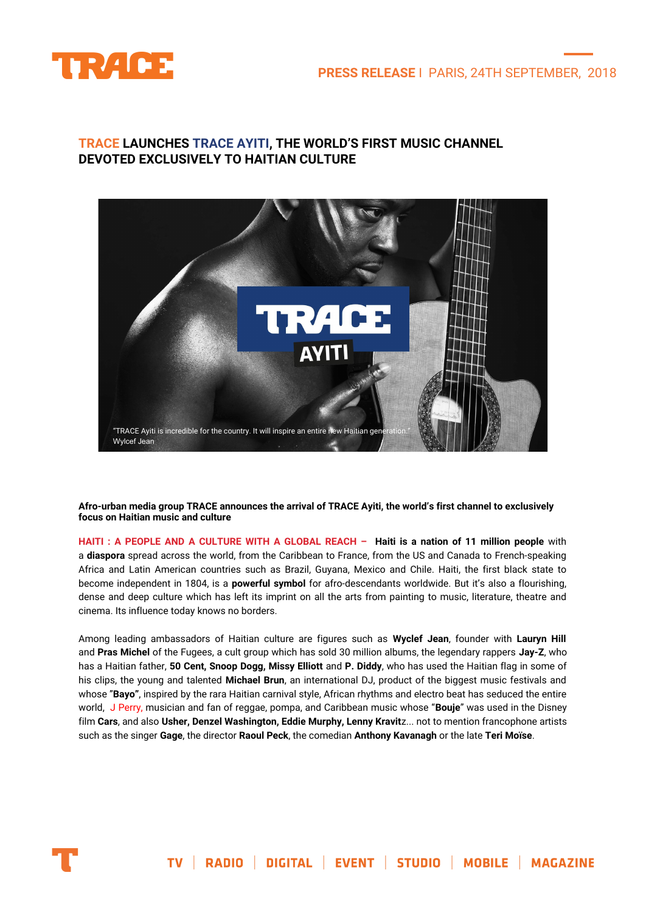**PRESS RELEASE** | PARIS, 24TH SEPTEMBER, 2018

# TRACE LAUNCHES TRACE AYITI, THE WORLD'S FIRST MUSIC CHANNEL DEVOTED EXCLUSIVELY TO HAITIAN CULTURE

"TRACE Ayiti is incredible for the country. It will inspire an entire new Haitian generation."
Wylcef Jean

**Afro-urban media group TRACE announces the arrival of TRACE Ayiti, the world's first channel to exclusively focus on Haitian music and culture**

**HAITI : A PEOPLE AND A CULTURE WITH A GLOBAL REACH –** **Haiti is a nation of 11 million people** with a **diaspora** spread across the world, from the Caribbean to France, from the US and Canada to French-speaking Africa and Latin American countries such as Brazil, Guyana, Mexico and Chile. Haiti, the first black state to become independent in 1804, is a **powerful symbol** for afro-descendants worldwide. But it's also a flourishing, dense and deep culture which has left its imprint on all the arts from painting to music, literature, theatre and cinema. Its influence today knows no borders.

Among leading ambassadors of Haitian culture are figures such as **Wyclef Jean**, founder with **Lauryn Hill** and **Pras Michel** of the Fugees, a cult group which has sold 30 million albums, the legendary rappers **Jay-Z**, who has a Haitian father, **50 Cent, Snoop Dogg, Missy Elliott** and **P. Diddy**, who has used the Haitian flag in some of his clips, the young and talented **Michael Brun**, an international DJ, product of the biggest music festivals and whose "**Bayo"**, inspired by the rara Haitian carnival style, African rhythms and electro beat has seduced the entire world, J Perry, musician and fan of reggae, pompa, and Caribbean music whose "**Bouje**" was used in the Disney film **Cars**, and also **Usher, Denzel Washington, Eddie Murphy, Lenny Kravit**z... not to mention francophone artists such as the singer **Gage**, the director **Raoul Peck**, the comedian **Anthony Kavanagh** or the late **Teri Moïse**.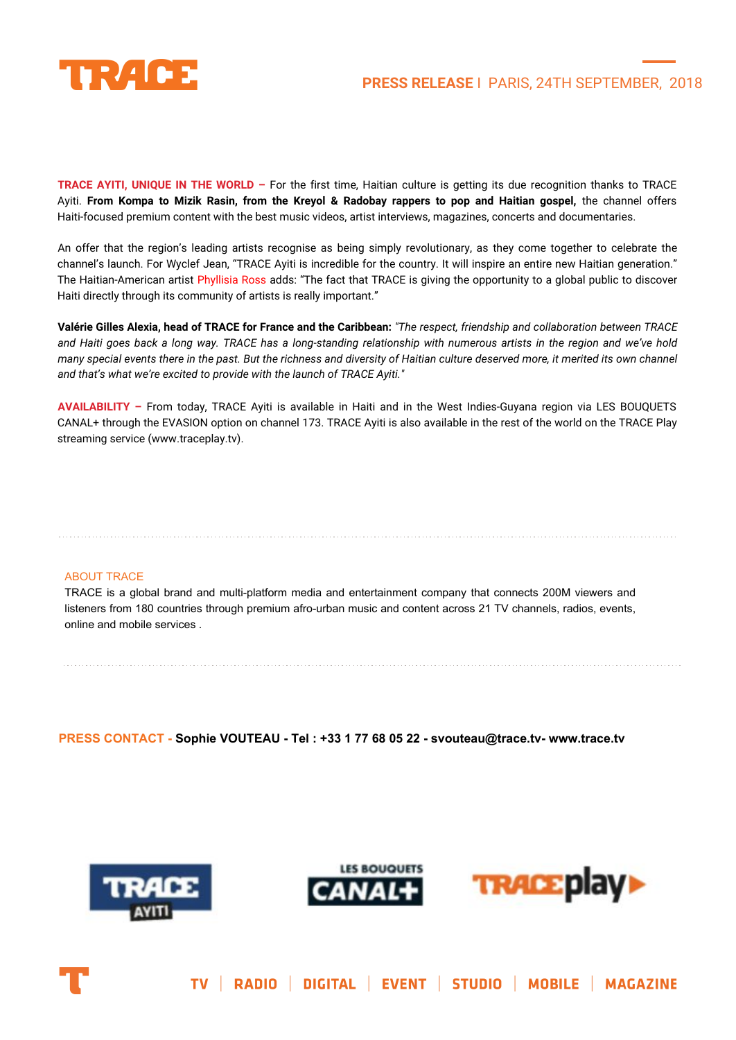**TRACE AYITI, UNIQUE IN THE WORLD –** For the first time, Haitian culture is getting its due recognition thanks to TRACE Ayiti. **From Kompa to Mizik Rasin, from the Kreyol & Radobay rappers to pop and Haitian gospel,** the channel offers Haiti-focused premium content with the best music videos, artist interviews, magazines, concerts and documentaries.

An offer that the region's leading artists recognise as being simply revolutionary, as they come together to celebrate the channel's launch. For Wyclef Jean, "TRACE Ayiti is incredible for the country. It will inspire an entire new Haitian generation." The Haitian-American artist Phyllisia Ross adds: "The fact that TRACE is giving the opportunity to a global public to discover Haiti directly through its community of artists is really important."

**Valérie Gilles Alexia, head of TRACE for France and the Caribbean:** *"The respect, friendship and collaboration between TRACE and Haiti goes back a long way. TRACE has a long-standing relationship with numerous artists in the region and we've hold many special events there in the past. But the richness and diversity of Haitian culture deserved more, it merited its own channel and that's what we're excited to provide with the launch of TRACE Ayiti."*

**AVAILABILITY –** From today, TRACE Ayiti is available in Haiti and in the West Indies-Guyana region via LES BOUQUETS CANAL+ through the EVASION option on channel 173. TRACE Ayiti is also available in the rest of the world on the TRACE Play streaming service (www.traceplay.tv).

ABOUT TRACE

TRACE is a global brand and multi-platform media and entertainment company that connects 200M viewers and listeners from 180 countries through premium afro-urban music and content across 21 TV channels, radios, events, online and mobile services .

**PRESS CONTACT - Sophie VOUTEAU - Tel : +33 1 77 68 05 22 - svouteau@trace.tv- www.trace.tv**

TV | RADIO | DIGITAL | EVENT | STUDIO | MOBILE | MAGAZINE